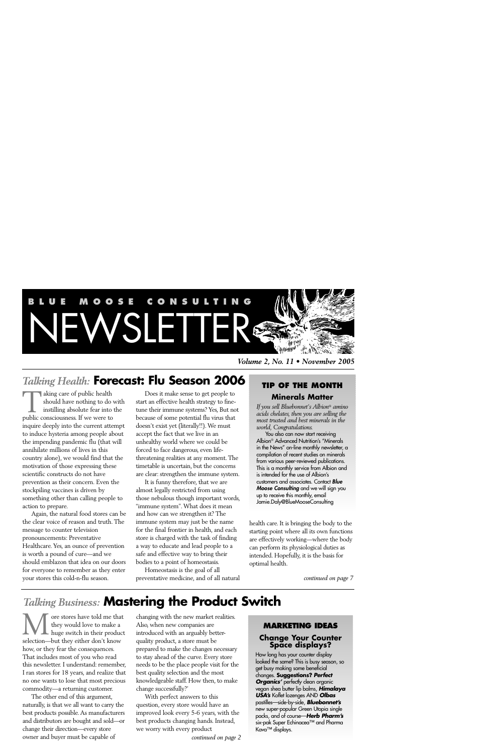# BLUE MOOSE CONSULTING NEWSLETTER

***Volume 2, No. 11 • November 2005***

## *Talking Health:* Forecast: Flu Season 2006

Taking care of public health should have nothing to do with instilling absolute fear into the public consciousness. If we were to inquire deeply into the current attempt to induce hysteria among people about the impending pandemic flu (that will annihilate millions of lives in this country alone), we would find that the motivation of those expressing these scientific constructs do not have prevention as their concern. Even the stockpiling vaccines is driven by something other than calling people to action to prepare.

Again, the natural food stores can be the clear voice of reason and truth. The message to counter television pronouncements: Preventative Healthcare. Yes, an ounce of prevention is worth a pound of cure—and we should emblazon that idea on our doors for everyone to remember as they enter your stores this cold-n-flu season.

Does it make sense to get people to start an effective health strategy to fine-tune their immune systems? Yes, But not because of some potential flu virus that doesn't exist yet (literally!!). We must accept the fact that we live in an unhealthy world where we could be forced to face dangerous, even life-threatening realities at any moment. The timetable is uncertain, but the concerns are clear: strengthen the immune system.

It is funny therefore, that we are almost legally restricted from using those nebulous though important words, "immune system". What does it mean and how can we strengthen it? The immune system may just be the name for the final frontier in health, and each store is charged with the task of finding a way to educate and lead people to a safe and effective way to bring their bodies to a point of homeostasis.

Homeostasis is the goal of all preventative medicine, and of all natural health care. It is bringing the body to the starting point where all its own functions are effectively working—where the body can perform its physiological duties as intended. Hopefully, it is the basis for optimal health.

*continued on page 7*

> **TIP OF THE MONTH**
>
> **Minerals Matter**
>
> *If you sell Bluebonnet's Albion® amino acids chelates, then you are selling the most trusted and best minerals in the world, Congratulations.*
>
> You also can now start receiving Albion® Advanced Nutrition's "Minerals in the News" on-line monthly newsletter, a compilation of recent studies on minerals from various peer-reviewed publications. This is a monthly service from Albion and is intended for the use of Albion's customers and associates. Contact ***Blue Moose Consulting*** and we will sign you up to receive this monthly, email Jamie.Daly@BlueMooseConsulting

## *Talking Business:* Mastering the Product Switch

More stores have told me that they would love to make a huge switch in their product selection—but they either don't know how, or they fear the consequences. That includes most of you who read this newsletter. I understand: remember, I ran stores for 18 years, and realize that no one wants to lose that most precious commodity—a returning customer.

The other end of this argument, naturally, is that we all want to carry the best products possible. As manufacturers and distributors are bought and sold—or change their direction—every store owner and buyer must be capable of changing with the new market realities. Also, when new companies are introduced with an arguably better-quality product, a store must be prepared to make the changes necessary to stay ahead of the curve. Every store needs to be the place people visit for the best quality selection and the most knowledgeable staff. How then, to make change successfully?'

With perfect answers to this question, every store would have an improved look every 5-6 years, with the best products changing hands. Instead, we worry with every product

*continued on page 2*

> **MARKETING IDEAS**
>
> **Change Your Counter Space displays?**
>
> How long has your counter display looked the same? This is busy season, so get busy making some beneficial changes. **Suggestions? *Perfect Organics'*** perfectly clean organic vegan shea butter lip balms, ***Himalaya USA's*** Koflet lozenges AND ***Olbas*** pastilles—side-by-side, ***Bluebonnet's*** new super-popular Green Utopia single packs, and of course—***Herb Pharm's*** six-pak Super Echinacea™ and Pharma Kava™ displays.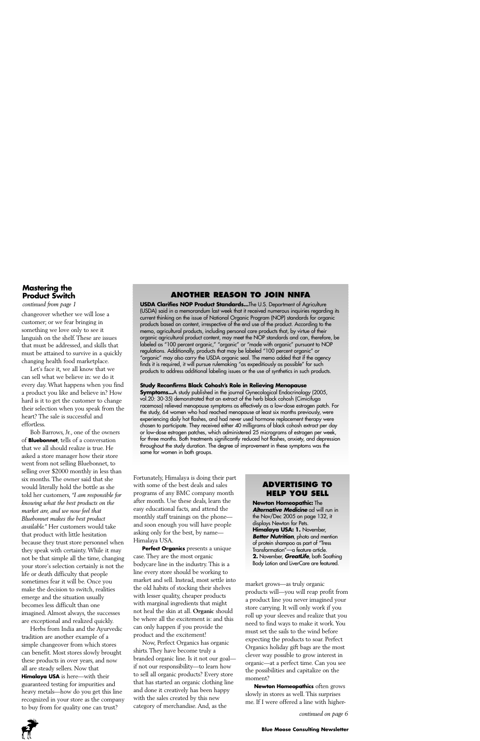## Mastering the Product Switch

*continued from page 1*

changeover whether we will lose a customer; or we fear bringing in something we love only to see it languish on the shelf. These are issues that must be addressed, and skills that must be attained to survive in a quickly changing health food marketplace.

Let's face it, we all know that we can sell what we believe in: we do it every day. What happens when you find a product you like and believe in? How hard is it to get the customer to change their selection when you speak from the heart? The sale is successful and effortless.

Bob Barrows, Jr., one of the owners of **Bluebonnet**, tells of a conversation that we all should realize is true. He asked a store manager how their store went from not selling Bluebonnet, to selling over $2000 monthly in less than six months. The owner said that she would literally hold the bottle as she told her customers, *"I am responsible for knowing what the best products on the market are, and we now feel that Bluebonnet makes the best product available."* Her customers would take that product with little hesitation because they trust store personnel when they speak with certainty. While it may not be that simple all the time, changing your store's selection certainly is not the life or death difficulty that people sometimes fear it will be. Once you make the decision to switch, realities emerge and the situation usually becomes less difficult than one imagined. Almost always, the successes are exceptional and realized quickly.

Herbs from India and the Ayurvedic tradition are another example of a simple changeover from which stores can benefit. Most stores slowly brought these products in over years, and now all are steady sellers. Now that **Himalaya USA** is here—with their guaranteed testing for impurities and heavy metals—how do you get this line recognized in your store as the company to buy from for quality one can trust? Fortunately, Himalaya is doing their part with some of the best deals and sales programs of any BMC company month after month. Use these deals, learn the easy educational facts, and attend the monthly staff trainings on the phone—and soon enough you will have people asking only for the best, by name—Himalaya USA.

**Perfect Organics** presents a unique case. They are the most organic bodycare line in the industry. This is a line every store should be working to market and sell. Instead, most settle into the old habits of stocking their shelves with lesser quality, cheaper products with marginal ingredients that might not heal the skin at all. **Organic** should be where all the excitement is: and this can only happen if you provide the product and the excitement!

Now, Perfect Organics has organic shirts. They have become truly a branded organic line. Is it not our goal—if not our responsibility—to learn how to sell all organic products? Every store that has started an organic clothing line and done it creatively has been happy with the sales created by this new category of merchandise. And, as the market grows—as truly organic products will—you will reap profit from a product line you never imagined your store carrying. It will only work if you roll up your sleeves and realize that you need to find ways to make it work. You must set the sails to the wind before expecting the products to soar. Perfect Organics holiday gift bags are the most clever way possible to grow interest in organic—at a perfect time. Can you see the possibilities and capitalize on the moment?

**Newton Homeopathics** often grows slowly in stores as well. This surprises me. If I were offered a line with higher-

*continued on page 6*

## ANOTHER REASON TO JOIN NNFA

**USDA Clarifies NOP Product Standards...**The U.S. Department of Agriculture (USDA) said in a memorandum last week that it received numerous inquiries regarding its current thinking on the issue of National Organic Program (NOP) standards for organic products based on content, irrespective of the end use of the product. According to the memo, agricultural products, including personal care products that, by virtue of their organic agricultural product content, may meet the NOP standards and can, therefore, be labeled as "100 percent organic," "organic" or "made with organic" pursuant to NOP regulations. Additionally, products that may be labeled "100 percent organic" or "organic" may also carry the USDA organic seal. The memo added that if the agency finds it is required, it will pursue rulemaking "as expeditiously as possible" for such products to address additional labeling issues or the use of synthetics in such products.

**Study Reconfirms Black Cohosh's Role in Relieving Menopause Symptoms...**A study published in the journal Gynecological Endocrinology (2005, vol.20: 30-35) demonstrated that an extract of the herb black cohosh (Cimicifuga racemosa) relieved menopause symptoms as effectively as a low-dose estrogen patch. For the study, 64 women who had reached menopause at least six months previously, were experiencing daily hot flashes, and had never used hormone replacement therapy were chosen to participate. They received either 40 milligrams of black cohosh extract per day or low-dose estrogen patches, which administered 25 micrograms of estrogen per week, for three months. Both treatments significantly reduced hot flashes, anxiety, and depression throughout the study duration. The degree of improvement in these symptoms was the same for women in both groups.

## ADVERTISING TO HELP YOU SELL

**Newton Homeopathic:** The ***Alternative Medicine*** ad will run in the Nov/Dec 2005 on page 132, it displays Newton for Pets.

**Himalaya USA: 1.** November, ***Better Nutrition***, photo and mention of protein shampoo as part of "Tress Transformation"—a feature article.
**2.** November, ***GreatLife***, both Soothing Body Lotion and LiverCare are featured.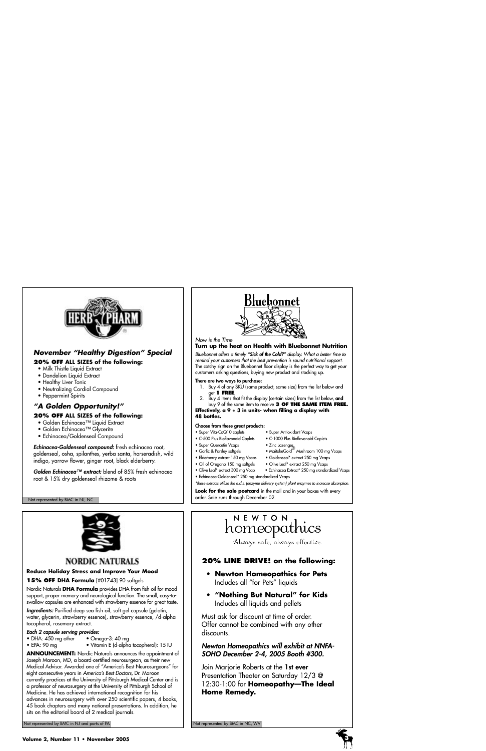HERB PHARM

### *November "Healthy Digestion" Special*

**20% OFF ALL SIZES of the following:**

- Milk Thistle Liquid Extract
- Dandelion Liquid Extract
- Healthy Liver Tonic
- Neutralizing Cordial Compound
- Peppermint Spirits

### *"A Golden Opportunity!"*

**20% OFF ALL SIZES of the following:**

- Golden Echinacea™ Liquid Extract
- Golden Echinacea™ Glycerite
- Echinacea/Goldenseal Compound

***Echinacea-Goldenseal compound:*** fresh echinacea root, goldenseal, osha, spilanthes, yerba santa, horseradish, wild indigo, yarrow flower, ginger root, black elderberry.

***Golden Echinacea™ extract:*** blend of 85% fresh echinacea root & 15% dry goldenseal rhizome & roots

Not represented by BMC in NJ, NC

---

Bluebonnet

*Now is the Time*

**Turn up the heat on Health with Bluebonnet Nutrition**

*Bluebonnet offers a timely **"Sick of the Cold?"** display. What a better time to remind your customers that the best prevention is sound nutritional support.* The catchy sign on the Bluebonnet floor display is the perfect way to get your customers asking questions, buying new product and stocking up.

**There are two ways to purchase:**

1. Buy 4 of any SKU (same product, same size) from the list below and get **1 FREE**.
2. Buy 4 items that fit the display (certain sizes) from the list below, **and** buy 9 of the same item to receive **3 OF THE SAME ITEM FREE.**

**Effectively, a 9 + 3 in units- when filling a display with 48 bottles.**

**Choose from these great products:**

- Super Vita-CoQ10 caplets
- Super Antioxidant Vcaps
- C-500 Plus Bioflavonoid Caplets
- C-1000 Plus Bioflavonoid Caplets
- Super Quercetin Vcaps
- Zinc Lozenges
- Garlic & Parsley softgels
- MaitakeGold® Mushroom 100 mg Vcaps
- Elderberry extract 150 mg Vcaps
- Goldenseal* extract 250 mg Vcaps
- Oil of Oregano 150 mg softgels
- Olive Leaf* extract 250 mg Vcaps
- Olive Leaf* extract 300 mg Vcap
- Echinacea Extract* 250 mg standardized Vcaps
- Echinacea-Goldenseal* 250 mg standardized Vcaps

*\*these extracts utilize the e.d.s. (enzyme delivery system) plant enzymes to increase absorption.*

**Look for the sale postcard** in the mail and in your boxes with every order. Sale runs through December 02.

---

NORDIC NATURALS

**Reduce Holiday Stress and Improve Your Mood**

**15% OFF DHA Formula** [#01743] 90 softgels

Nordic Naturals **DHA Formula** provides DHA from fish oil for mood support, proper memory and neurological function. The small, easy-to-swallow capsules are enhanced with strawberry essence for great taste.

***Ingredients:*** Purified deep sea fish oil, soft gel capsule (gelatin, water, glycerin, strawberry essence), strawberry essence, /d-alpha tocopherol, rosemary extract.

***Each 2 capsule serving provides:***

- DHA: 450 mg other
- Omega-3: 40 mg
- EPA: 90 mg
- Vitamin E (d-alpha tocopherol): 15 IU

**ANNOUNCEMENT:** Nordic Naturals announces the appointment of Joseph Maroon, MD, a board-certified neurosurgeon, as their new Medical Advisor. Awarded one of "America's Best Neurosurgeons" for eight consecutive years in *America's Best Doctors*, Dr. Maroon currently practices at the University of Pittsburgh Medical Center and is a professor of neurosurgery at the University of Pittsburgh School of Medicine. He has achieved international recognition for his advances in neurosurgery with over 250 scientific papers, 4 books, 45 book chapters and many national presentations. In addition, he sits on the editorial board of 2 medical journals.

Not represented by BMC in NJ and parts of PA

---

NEWTON homeopathics

*Always safe, always effective.*

**20% LINE DRIVE! on the following:**

- **Newton Homeopathics for Pets**
  Includes all "for Pets" liquids
- **"Nothing But Natural" for Kids**
  Includes all liquids and pellets

Must ask for discount at time of order.
Offer cannot be combined with any other discounts.

***Newton Homeopathics will exhibit at NNFA-SOHO December 2-4, 2005 Booth #300.***

Join Marjorie Roberts at the **1st ever** Presentation Theater on Saturday 12/3 @ 12:30-1:00 for **Homeopathy—The Ideal Home Remedy.**

Not represented by BMC in NC, WV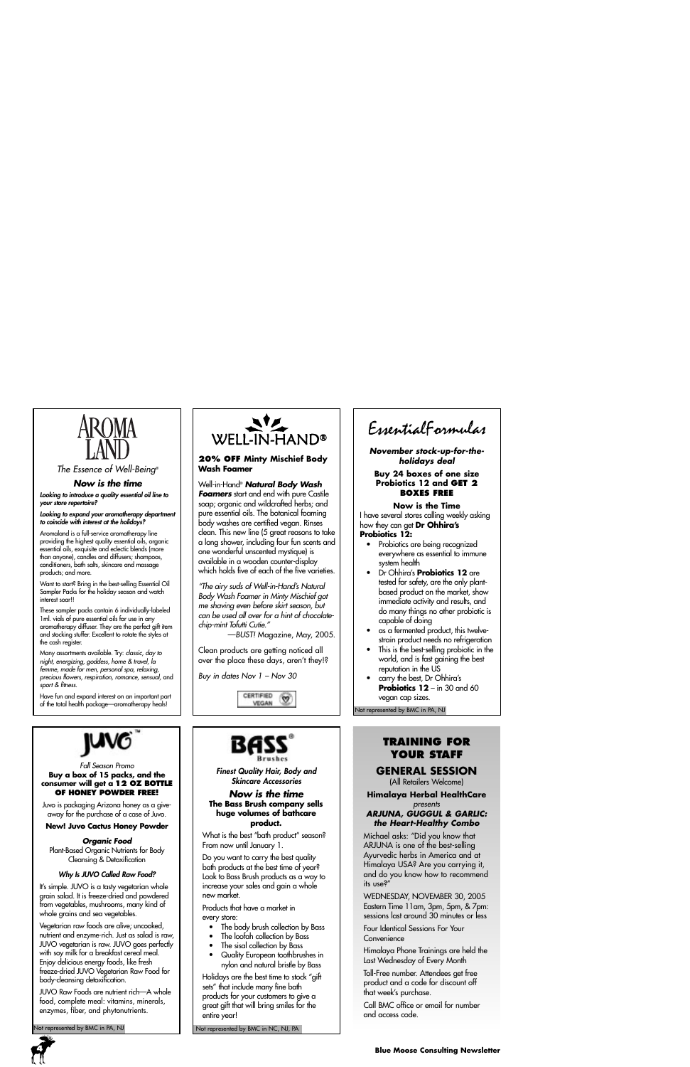## AROMA LAND

*The Essence of Well-Being®*

### *Now is the time*

***Looking to introduce a quality essential oil line to your store repertoire?***

***Looking to expand your aromatherapy department to coincide with interest at the holidays?***

Aromaland is a full-service aromatherapy line providing the highest quality essential oils, organic essential oils, exquisite and eclectic blends (more than anyone), candles and diffusers; shampoos, conditioners, bath salts, skincare and massage products; and more.

Want to start? Bring in the best-selling Essential Oil Sampler Packs for the holiday season and watch interest soar!!

These sampler packs contain 6 individually-labeled 1ml. vials of pure essential oils for use in any aromatherapy diffuser. They are the perfect gift item and stocking stuffer. Excellent to rotate the styles at the cash register.

Many assortments available. Try: *classic, day to night, energizing, goddess, home & travel, la femme, made for men, personal spa, relaxing, precious flowers, respiration, romance, sensual,* and *sport & fitness.*

Have fun and expand interest on an important part of the total health package—aromatherapy heals!

## WELL-IN-HAND®

**20% OFF Minty Mischief Body Wash Foamer**

Well-in-Hand® ***Natural Body Wash Foamers*** start and end with pure Castile soap; organic and wildcrafted herbs; and pure essential oils. The botanical foaming body washes are certified vegan. Rinses clean. This new line (5 great reasons to take a long shower, including four fun scents and one wonderful unscented mystique) is available in a wooden counter-display which holds five of each of the five varieties.

*"The airy suds of Well-in-Hand's Natural Body Wash Foamer in Minty Mischief got me shaving even before skirt season, but can be used all over for a hint of chocolate-chip-mint Tofutti Cutie."*

—*BUST!* Magazine, May, 2005.

Clean products are getting noticed all over the place these days, aren't they!?

*Buy in dates Nov 1 – Nov 30*

CERTIFIED VEGAN

## EssentialFormulas

***November stock-up-for-the-holidays deal***

**Buy 24 boxes of one size Probiotics 12 and GET 2 BOXES FREE**

**Now is the Time**

I have several stores calling weekly asking how they can get **Dr Ohhira's Probiotics 12:**

- Probiotics are being recognized everywhere as essential to immune system health
- Dr Ohhira's **Probiotics 12** are tested for safety, are the only plant-based product on the market, show immediate activity and results, and do many things no other probiotic is capable of doing
- as a fermented product, this twelve-strain product needs no refrigeration
- This is the best-selling probiotic in the world, and is fast gaining the best reputation in the US
- carry the best, Dr Ohhira's **Probiotics 12** – in 30 and 60 vegan cap sizes.

Not represented by BMC in PA, NJ

## JUVO™

*Fall Season Promo*

**Buy a box of 15 packs, and the consumer will get a 12 OZ BOTTLE OF HONEY POWDER FREE!**

Juvo is packaging Arizona honey as a give-away for the purchase of a case of Juvo.

**New! Juvo Cactus Honey Powder**

***Organic Food***

Plant-Based Organic Nutrients for Body Cleansing & Detoxification

***Why Is JUVO Called Raw Food?***

It's simple. JUVO is a tasty vegetarian whole grain salad. It is freeze-dried and powdered from vegetables, mushrooms, many kind of whole grains and sea vegetables.

Vegetarian raw foods are alive; uncooked, nutrient and enzyme-rich. Just as salad is raw, JUVO vegetarian is raw. JUVO goes perfectly with soy milk for a breakfast cereal meal. Enjoy delicious energy foods, like fresh freeze-dried JUVO Vegetarian Raw Food for body-cleansing detoxification.

JUVO Raw Foods are nutrient rich—A whole food, complete meal: vitamins, minerals, enzymes, fiber, and phytonutrients.

Not represented by BMC in PA, NJ

## BASS® Brushes

***Finest Quality Hair, Body and Skincare Accessories***

### *Now is the time*

**The Bass Brush company sells huge volumes of bathcare product.**

What is the best "bath product" season? From now until January 1.

Do you want to carry the best quality bath products at the best time of year? Look to Bass Brush products as a way to increase your sales and gain a whole new market.

Products that have a market in every store:

- The body brush collection by Bass
- The loofah collection by Bass
- The sisal collection by Bass
- Quality European toothbrushes in nylon and natural bristle by Bass

Holidays are the best time to stock "gift sets" that include many fine bath products for your customers to give a great gift that will bring smiles for the entire year!

Not represented by BMC in NC, NJ, PA

## TRAINING FOR YOUR STAFF

### GENERAL SESSION

(All Retailers Welcome)

**Himalaya Herbal HealthCare**

*presents*

***ARJUNA, GUGGUL & GARLIC: the Heart-Healthy Combo***

Michael asks: "Did you know that ARJUNA is one of the best-selling Ayurvedic herbs in America and at Himalaya USA? Are you carrying it, and do you know how to recommend its use?"

WEDNESDAY, NOVEMBER 30, 2005
Eastern Time 11am, 3pm, 5pm, & 7pm: sessions last around 30 minutes or less

Four Identical Sessions For Your Convenience

Himalaya Phone Trainings are held the Last Wednesday of Every Month

Toll-Free number. Attendees get free product and a code for discount off that week's purchase.

Call BMC office or email for number and access code.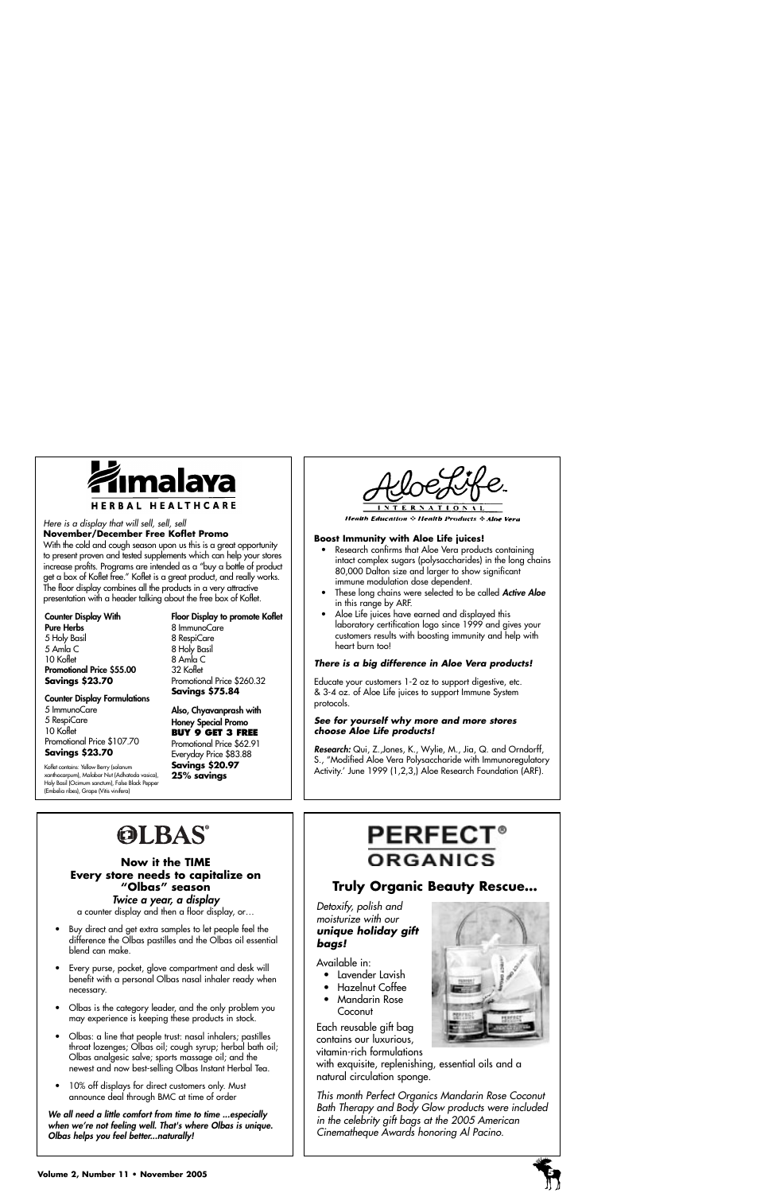# Himalaya

HERBAL HEALTHCARE

*Here is a display that will sell, sell, sell*

**November/December Free Koflet Promo**

With the cold and cough season upon us this is a great opportunity to present proven and tested supplements which can help your stores increase profits. Programs are intended as a "buy a bottle of product get a box of Koflet free." Koflet is a great product, and really works. The floor display combines all the products in a very attractive presentation with a header talking about the free box of Koflet.

**Counter Display With Pure Herbs**
5 Holy Basil
5 Amla C
10 Koflet
**Promotional Price $55.00**
**Savings $23.70**

**Counter Display Formulations**
5 ImmunoCare
5 RespiCare
10 Koflet
Promotional Price $107.70
**Savings $23.70**

Koflet contains: Yellow Berry (solanum xanthocarpum), Malabar Nut (Adhatoda vasica), Holy Basil (Ocimum sanctum), False Black Pepper (Embelia ribes), Grape (Vitis vinifera)

**Floor Display to promote Koflet**
8 ImmunoCare
8 RespiCare
8 Holy Basil
8 Amla C
32 Koflet
Promotional Price $260.32
**Savings $75.84**

**Also, Chyavanprash with Honey Special Promo**
**BUY 9 GET 3 FREE**
Promotional Price $62.91
Everyday Price $83.88
**Savings $20.97**
**25% savings**

# AloeLife

INTERNATIONAL

*Health Education ❖ Health Products ❖ Aloe Vera*

**Boost Immunity with Aloe Life juices!**

- Research confirms that Aloe Vera products containing intact complex sugars (polysaccharides) in the long chains 80,000 Dalton size and larger to show significant immune modulation dose dependent.
- These long chains were selected to be called ***Active Aloe*** in this range by ARF.
- Aloe Life juices have earned and displayed this laboratory certification logo since 1999 and gives your customers results with boosting immunity and help with heart burn too!

***There is a big difference in Aloe Vera products!***

Educate your customers 1-2 oz to support digestive, etc. & 3-4 oz. of Aloe Life juices to support Immune System protocols.

***See for yourself why more and more stores choose Aloe Life products!***

***Research:*** Qui, Z.,Jones, K., Wylie, M., Jia, Q. and Orndorff, S., "Modified Aloe Vera Polysaccharide with Immunoregulatory Activity.' June 1999 (1,2,3,) Aloe Research Foundation (ARF).

# OLBAS®

**Now it the TIME**
**Every store needs to capitalize on "Olbas" season**
***Twice a year, a display***
a counter display and then a floor display, or…

- Buy direct and get extra samples to let people feel the difference the Olbas pastilles and the Olbas oil essential blend can make.
- Every purse, pocket, glove compartment and desk will benefit with a personal Olbas nasal inhaler ready when necessary.
- Olbas is the category leader, and the only problem you may experience is keeping these products in stock.
- Olbas: a line that people trust: nasal inhalers; pastilles throat lozenges; Olbas oil; cough syrup; herbal bath oil; Olbas analgesic salve; sports massage oil; and the newest and now best-selling Olbas Instant Herbal Tea.
- 10% off displays for direct customers only. Must announce deal through BMC at time of order

***We all need a little comfort from time to time ...especially when we're not feeling well. That's where Olbas is unique. Olbas helps you feel better...naturally!***

# PERFECT® ORGANICS

## Truly Organic Beauty Rescue...

*Detoxify, polish and moisturize with our* ***unique holiday gift bags!***

Available in:

- Lavender Lavish
- Hazelnut Coffee
- Mandarin Rose Coconut

Each reusable gift bag contains our luxurious, vitamin-rich formulations with exquisite, replenishing, essential oils and a natural circulation sponge.

*This month Perfect Organics Mandarin Rose Coconut Bath Therapy and Body Glow products were included in the celebrity gift bags at the 2005 American Cinematheque Awards honoring Al Pacino.*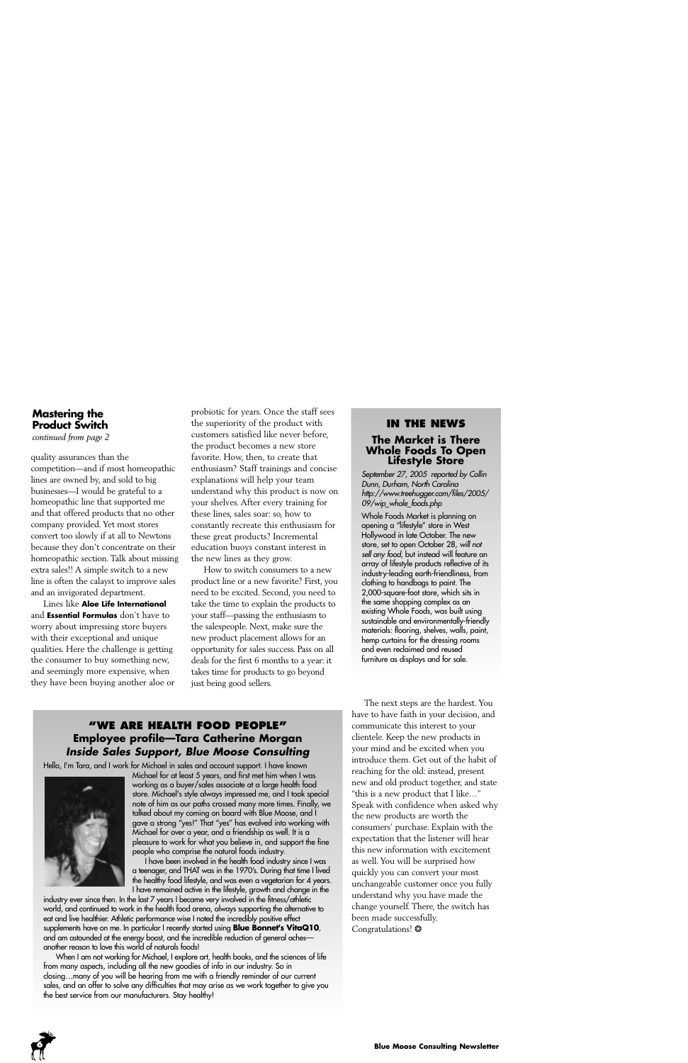## Mastering the Product Switch

*continued from page 2*

quality assurances than the competition—and if most homeopathic lines are owned by, and sold to big businesses—I would be grateful to a homeopathic line that supported me and that offered products that no other company provided. Yet most stores convert too slowly if at all to Newtons because they don't concentrate on their homeopathic section. Talk about missing extra sales!! A simple switch to a new line is often the calayst to improve sales and an invigorated department.

Lines like **Aloe Life International** and **Essential Formulas** don't have to worry about impressing store buyers with their exceptional and unique qualities. Here the challenge is getting the consumer to buy something new, and seemingly more expensive, when they have been buying another aloe or probiotic for years. Once the staff sees the superiority of the product with customers satisfied like never before, the product becomes a new store favorite. How, then, to create that enthusiasm? Staff trainings and concise explanations will help your team understand why this product is now on your shelves. After every training for these lines, sales soar: so, how to constantly recreate this enthusiasm for these great products? Incremental education buoys constant interest in the new lines as they grow.

How to switch consumers to a new product line or a new favorite? First, you need to be excited. Second, you need to take the time to explain the products to your staff—passing the enthusiasm to the salespeople. Next, make sure the new product placement allows for an opportunity for sales success. Pass on all deals for the first 6 months to a year: it takes time for products to go beyond just being good sellers.

The next steps are the hardest. You have to have faith in your decision, and communicate this interest to your clientele. Keep the new products in your mind and be excited when you introduce them. Get out of the habit of reaching for the old: instead, present new and old product together, and state "this is a new product that I like…" Speak with confidence when asked why the new products are worth the consumers' purchase. Explain with the expectation that the listener will hear this new information with excitement as well. You will be surprised how quickly you can convert your most unchangeable customer once you fully understand why you have made the change yourself. There, the switch has been made successfully. Congratulations! ❂

## IN THE NEWS

### The Market is There Whole Foods To Open Lifestyle Store

*September 27, 2005 reported by Collin Dunn, Durham, North Carolina http://www.treehugger.com/files/2005/09/wip_whole_foods.php*

Whole Foods Market is planning on opening a "lifestyle" store in West Hollywood in late October. The new store, set to open October 28, *will not sell any food*, but instead will feature an array of lifestyle products reflective of its industry-leading earth-friendliness, from clothing to handbags to paint. The 2,000-square-foot store, which sits in the same shopping complex as an existing Whole Foods, was built using sustainable and environmentally-friendly materials: flooring, shelves, walls, paint, hemp curtains for the dressing rooms and even reclaimed and reused furniture as displays and for sale.

## "WE ARE HEALTH FOOD PEOPLE"

### Employee profile—Tara Catherine Morgan

### *Inside Sales Support, Blue Moose Consulting*

Hello, I'm Tara, and I work for Michael in sales and account support. I have known Michael for at least 5 years, and first met him when I was working as a buyer/sales associate at a large health food store. Michael's style always impressed me, and I took special note of him as our paths crossed many more times. Finally, we talked about my coming on board with Blue Moose, and I gave a strong "yes!" That "yes" has evolved into working with Michael for over a year, and a friendship as well. It is a pleasure to work for what you believe in, and support the fine people who comprise the natural foods industry.

I have been involved in the health food industry since I was a teenager, and THAT was in the 1970's. During that time I lived the healthy food lifestyle, and was even a vegetarian for 4 years. I have remained active in the lifestyle, growth and change in the industry ever since then. In the last 7 years I became very involved in the fitness/athletic world, and continued to work in the health food arena, always supporting the alternative to eat and live healthier. Athletic performance wise I noted the incredibly positive effect supplements have on me. In particular I recently started using **Blue Bonnet's VitaQ10**, and am astounded at the energy boost, and the incredible reduction of general aches—another reason to love this world of naturals foods!

When I am not working for Michael, I explore art, health books, and the sciences of life from many aspects, including all the new goodies of info in our industry. So in closing…many of you will be hearing from me with a friendly reminder of our current sales, and an offer to solve any difficulties that may arise as we work together to give you the best service from our manufacturers. Stay healthy!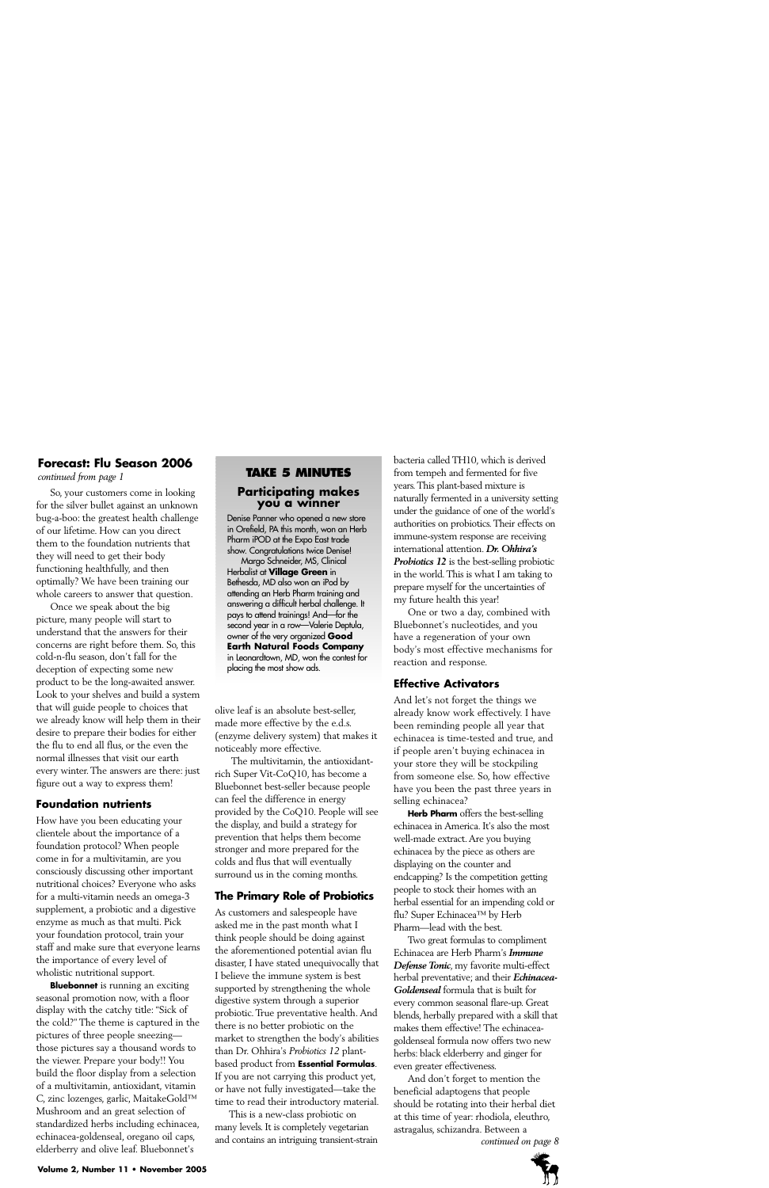## Forecast: Flu Season 2006

*continued from page 1*

So, your customers come in looking for the silver bullet against an unknown bug-a-boo: the greatest health challenge of our lifetime. How can you direct them to the foundation nutrients that they will need to get their body functioning healthfully, and then optimally? We have been training our whole careers to answer that question.

Once we speak about the big picture, many people will start to understand that the answers for their concerns are right before them. So, this cold-n-flu season, don't fall for the deception of expecting some new product to be the long-awaited answer. Look to your shelves and build a system that will guide people to choices that we already know will help them in their desire to prepare their bodies for either the flu to end all flus, or the even the normal illnesses that visit our earth every winter. The answers are there: just figure out a way to express them!

### Foundation nutrients

How have you been educating your clientele about the importance of a foundation protocol? When people come in for a multivitamin, are you consciously discussing other important nutritional choices? Everyone who asks for a multi-vitamin needs an omega-3 supplement, a probiotic and a digestive enzyme as much as that multi. Pick your foundation protocol, train your staff and make sure that everyone learns the importance of every level of wholistic nutritional support.

**Bluebonnet** is running an exciting seasonal promotion now, with a floor display with the catchy title: "Sick of the cold?" The theme is captured in the pictures of three people sneezing—those pictures say a thousand words to the viewer. Prepare your body!! You build the floor display from a selection of a multivitamin, antioxidant, vitamin C, zinc lozenges, garlic, MaitakeGold™ Mushroom and an great selection of standardized herbs including echinacea, echinacea-goldenseal, oregano oil caps, elderberry and olive leaf. Bluebonnet's olive leaf is an absolute best-seller, made more effective by the e.d.s. (enzyme delivery system) that makes it noticeably more effective.

The multivitamin, the antioxidant-rich Super Vit-CoQ10, has become a Bluebonnet best-seller because people can feel the difference in energy provided by the CoQ10. People will see the display, and build a strategy for prevention that helps them become stronger and more prepared for the colds and flus that will eventually surround us in the coming months.

### The Primary Role of Probiotics

As customers and salespeople have asked me in the past month what I think people should be doing against the aforementioned potential avian flu disaster, I have stated unequivocally that I believe the immune system is best supported by strengthening the whole digestive system through a superior probiotic. True preventative health. And there is no better probiotic on the market to strengthen the body's abilities than Dr. Ohhira's *Probiotics 12* plant-based product from **Essential Formulas**. If you are not carrying this product yet, or have not fully investigated—take the time to read their introductory material.

This is a new-class probiotic on many levels. It is completely vegetarian and contains an intriguing transient-strain bacteria called TH10, which is derived from tempeh and fermented for five years. This plant-based mixture is naturally fermented in a university setting under the guidance of one of the world's authorities on probiotics. Their effects on immune-system response are receiving international attention. ***Dr. Ohhira's Probiotics 12*** is the best-selling probiotic in the world. This is what I am taking to prepare myself for the uncertainties of my future health this year!

One or two a day, combined with Bluebonnet's nucleotides, and you have a regeneration of your own body's most effective mechanisms for reaction and response.

### Effective Activators

And let's not forget the things we already know work effectively. I have been reminding people all year that echinacea is time-tested and true, and if people aren't buying echinacea in your store they will be stockpiling from someone else. So, how effective have you been the past three years in selling echinacea?

**Herb Pharm** offers the best-selling echinacea in America. It's also the most well-made extract. Are you buying echinacea by the piece as others are displaying on the counter and endcapping? Is the competition getting people to stock their homes with an herbal essential for an impending cold or flu? Super Echinacea™ by Herb Pharm—lead with the best.

Two great formulas to compliment Echinacea are Herb Pharm's ***Immune Defense Tonic***, my favorite multi-effect herbal preventative; and their ***Echinacea-Goldenseal*** formula that is built for every common seasonal flare-up. Great blends, herbally prepared with a skill that makes them effective! The echinacea-goldenseal formula now offers two new herbs: black elderberry and ginger for even greater effectiveness.

And don't forget to mention the beneficial adaptogens that people should be rotating into their herbal diet at this time of year: rhodiola, eleuthro, astragalus, schizandra. Between a

*continued on page 8*

---

### TAKE 5 MINUTES

#### Participating makes you a winner

Denise Panner who opened a new store in Orefield, PA this month, won an Herb Pharm iPOD at the Expo East trade show. Congratulations twice Denise!

Margo Schneider, MS, Clinical Herbalist at **Village Green** in Bethesda, MD also won an iPod by attending an Herb Pharm training and answering a difficult herbal challenge. It pays to attend trainings! And—for the second year in a row—Valerie Deptula, owner of the very organized **Good Earth Natural Foods Company** in Leonardtown, MD, won the contest for placing the most show ads.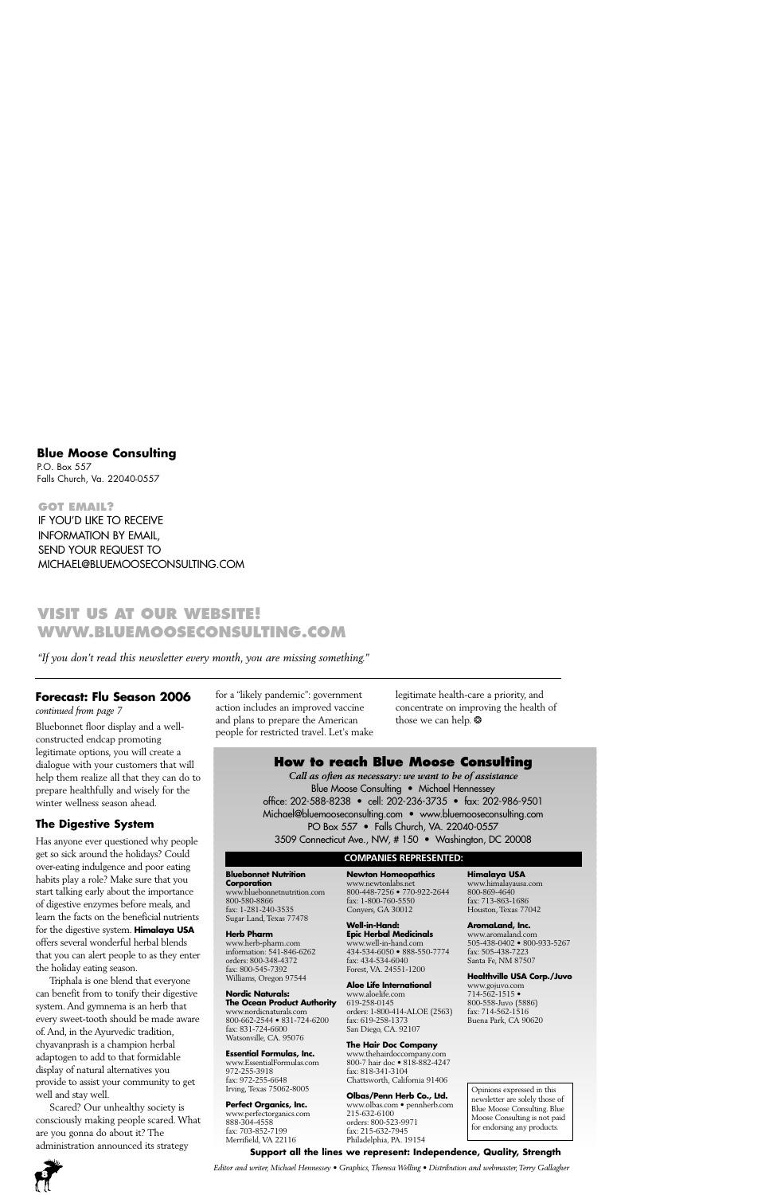**Blue Moose Consulting**
P.O. Box 557
Falls Church, Va. 22040-0557

**GOT EMAIL?**
IF YOU'D LIKE TO RECEIVE INFORMATION BY EMAIL, SEND YOUR REQUEST TO MICHAEL@BLUEMOOSECONSULTING.COM

## VISIT US AT OUR WEBSITE! WWW.BLUEMOOSECONSULTING.COM

*"If you don't read this newsletter every month, you are missing something."*

### Forecast: Flu Season 2006

*continued from page 7*

Bluebonnet floor display and a well-constructed endcap promoting legitimate options, you will create a dialogue with your customers that will help them realize all that they can do to prepare healthfully and wisely for the winter wellness season ahead.

### The Digestive System

Has anyone ever questioned why people get so sick around the holidays? Could over-eating indulgence and poor eating habits play a role? Make sure that you start talking early about the importance of digestive enzymes before meals, and learn the facts on the beneficial nutrients for the digestive system. **Himalaya USA** offers several wonderful herbal blends that you can alert people to as they enter the holiday eating season.

Triphala is one blend that everyone can benefit from to tonify their digestive system. And gymnema is an herb that every sweet-tooth should be made aware of. And, in the Ayurvedic tradition, chyavanprash is a champion herbal adaptogen to add to that formidable display of natural alternatives you provide to assist your community to get well and stay well.

Scared? Our unhealthy society is consciously making people scared. What are you gonna do about it? The administration announced its strategy for a "likely pandemic": government action includes an improved vaccine and plans to prepare the American people for restricted travel. Let's make legitimate health-care a priority, and concentrate on improving the health of those we can help. ❂

## How to reach Blue Moose Consulting

***Call as often as necessary: we want to be of assistance***

Blue Moose Consulting • Michael Hennessey
office: 202-588-8238 • cell: 202-236-3735 • fax: 202-986-9501
Michael@bluemooseconsulting.com • www.bluemooseconsulting.com
PO Box 557 • Falls Church, VA. 22040-0557
3509 Connecticut Ave., NW, # 150 • Washington, DC 20008

**COMPANIES REPRESENTED:**

**Bluebonnet Nutrition Corporation**
www.bluebonnetnutrition.com
800-580-8866
fax: 1-281-240-3535
Sugar Land, Texas 77478

**Herb Pharm**
www.herb-pharm.com
information: 541-846-6262
orders: 800-348-4372
fax: 800-545-7392
Williams, Oregon 97544

**Nordic Naturals: The Ocean Product Authority**
www.nordicnaturals.com
800-662-2544 • 831-724-6200
fax: 831-724-6600
Watsonville, CA. 95076

**Essential Formulas, Inc.**
www.EssentialFormulas.com
972-255-3918
fax: 972-255-6648
Irving, Texas 75062-8005

**Perfect Organics, Inc.**
www.perfectorganics.com
888-304-4558
fax: 703-852-7199
Merrifield, VA 22116

**Newton Homeopathics**
www.newtonlabs.net
800-448-7256 • 770-922-2644
fax: 1-800-760-5550
Conyers, GA 30012

**Well-in-Hand: Epic Herbal Medicinals**
www.well-in-hand.com
434-534-6050 • 888-550-7774
fax: 434-534-6040
Forest, VA. 24551-1200

**Aloe Life International**
www.aloelife.com
619-258-0145
orders: 1-800-414-ALOE (2563)
fax: 619-258-1373
San Diego, CA. 92107

**The Hair Doc Company**
www.thehairdoccompany.com
800-7 hair doc • 818-882-4247
fax: 818-341-3104
Chattsworth, California 91406

**Olbas/Penn Herb Co., Ltd.**
www.olbas.com • pennherb.com
215-632-6100
orders: 800-523-9971
fax: 215-632-7945
Philadelphia, PA. 19154

**Himalaya USA**
www.himalayausa.com
800-869-4640
fax: 713-863-1686
Houston, Texas 77042

**AromaLand, Inc.**
www.aromaland.com
505-438-0402 • 800-933-5267
fax: 505-438-7223
Santa Fe, NM 87507

**Healthville USA Corp./Juvo**
www.gojuvo.com
714-562-1515 •
800-558-Juvo (5886)
fax: 714-562-1516
Buena Park, CA 90620

Opinions expressed in this newsletter are solely those of Blue Moose Consulting. Blue Moose Consulting is not paid for endorsing any products.

**Support all the lines we represent: Independence, Quality, Strength**

*Editor and writer, Michael Hennessey • Graphics, Theresa Welling • Distribution and webmaster, Terry Gallagher*